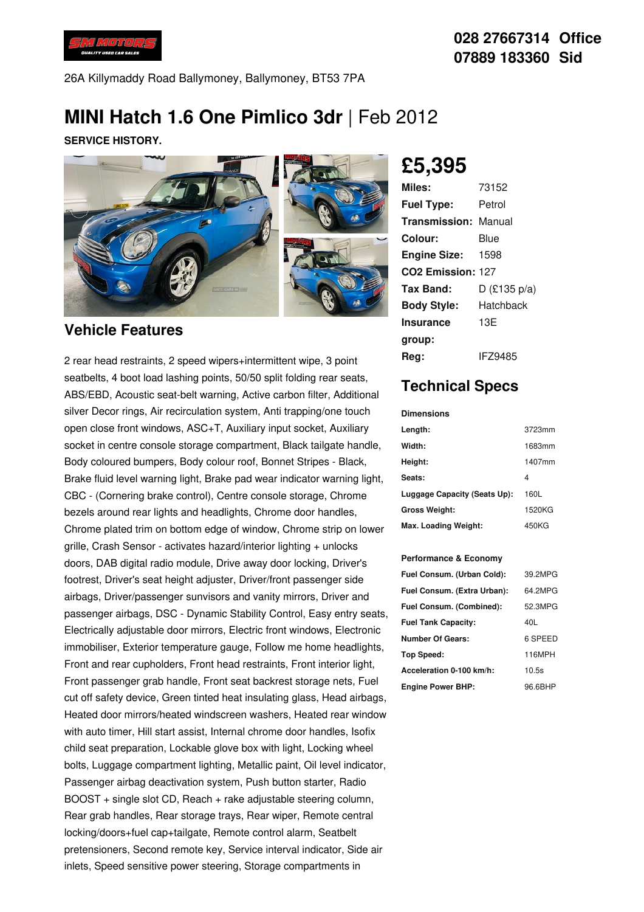028 27667314 Office
07889 183360 Sid

26A Killymaddy Road Ballymoney, Ballymoney, BT53 7PA

# MINI Hatch 1.6 One Pimlico 3dr | Feb 2012

**SERVICE HISTORY.**

## £5,395

| | |
|---|---|
| **Miles:** | 73152 |
| **Fuel Type:** | Petrol |
| **Transmission:** | Manual |
| **Colour:** | Blue |
| **Engine Size:** | 1598 |
| **CO2 Emission:** | 127 |
| **Tax Band:** | D (£135 p/a) |
| **Body Style:** | Hatchback |
| **Insurance group:** | 13E |
| **Reg:** | IFZ9485 |

## Vehicle Features

2 rear head restraints, 2 speed wipers+intermittent wipe, 3 point seatbelts, 4 boot load lashing points, 50/50 split folding rear seats, ABS/EBD, Acoustic seat-belt warning, Active carbon filter, Additional silver Decor rings, Air recirculation system, Anti trapping/one touch open close front windows, ASC+T, Auxiliary input socket, Auxiliary socket in centre console storage compartment, Black tailgate handle, Body coloured bumpers, Body colour roof, Bonnet Stripes - Black, Brake fluid level warning light, Brake pad wear indicator warning light, CBC - (Cornering brake control), Centre console storage, Chrome bezels around rear lights and headlights, Chrome door handles, Chrome plated trim on bottom edge of window, Chrome strip on lower grille, Crash Sensor - activates hazard/interior lighting + unlocks doors, DAB digital radio module, Drive away door locking, Driver's footrest, Driver's seat height adjuster, Driver/front passenger side airbags, Driver/passenger sunvisors and vanity mirrors, Driver and passenger airbags, DSC - Dynamic Stability Control, Easy entry seats, Electrically adjustable door mirrors, Electric front windows, Electronic immobiliser, Exterior temperature gauge, Follow me home headlights, Front and rear cupholders, Front head restraints, Front interior light, Front passenger grab handle, Front seat backrest storage nets, Fuel cut off safety device, Green tinted heat insulating glass, Head airbags, Heated door mirrors/heated windscreen washers, Heated rear window with auto timer, Hill start assist, Internal chrome door handles, Isofix child seat preparation, Lockable glove box with light, Locking wheel bolts, Luggage compartment lighting, Metallic paint, Oil level indicator, Passenger airbag deactivation system, Push button starter, Radio BOOST + single slot CD, Reach + rake adjustable steering column, Rear grab handles, Rear storage trays, Rear wiper, Remote central locking/doors+fuel cap+tailgate, Remote control alarm, Seatbelt pretensioners, Second remote key, Service interval indicator, Side air inlets, Speed sensitive power steering, Storage compartments in

## Technical Specs

**Dimensions**

| | |
|---|---|
| **Length:** | 3723mm |
| **Width:** | 1683mm |
| **Height:** | 1407mm |
| **Seats:** | 4 |
| **Luggage Capacity (Seats Up):** | 160L |
| **Gross Weight:** | 1520KG |
| **Max. Loading Weight:** | 450KG |

**Performance & Economy**

| | |
|---|---|
| **Fuel Consum. (Urban Cold):** | 39.2MPG |
| **Fuel Consum. (Extra Urban):** | 64.2MPG |
| **Fuel Consum. (Combined):** | 52.3MPG |
| **Fuel Tank Capacity:** | 40L |
| **Number Of Gears:** | 6 SPEED |
| **Top Speed:** | 116MPH |
| **Acceleration 0-100 km/h:** | 10.5s |
| **Engine Power BHP:** | 96.6BHP |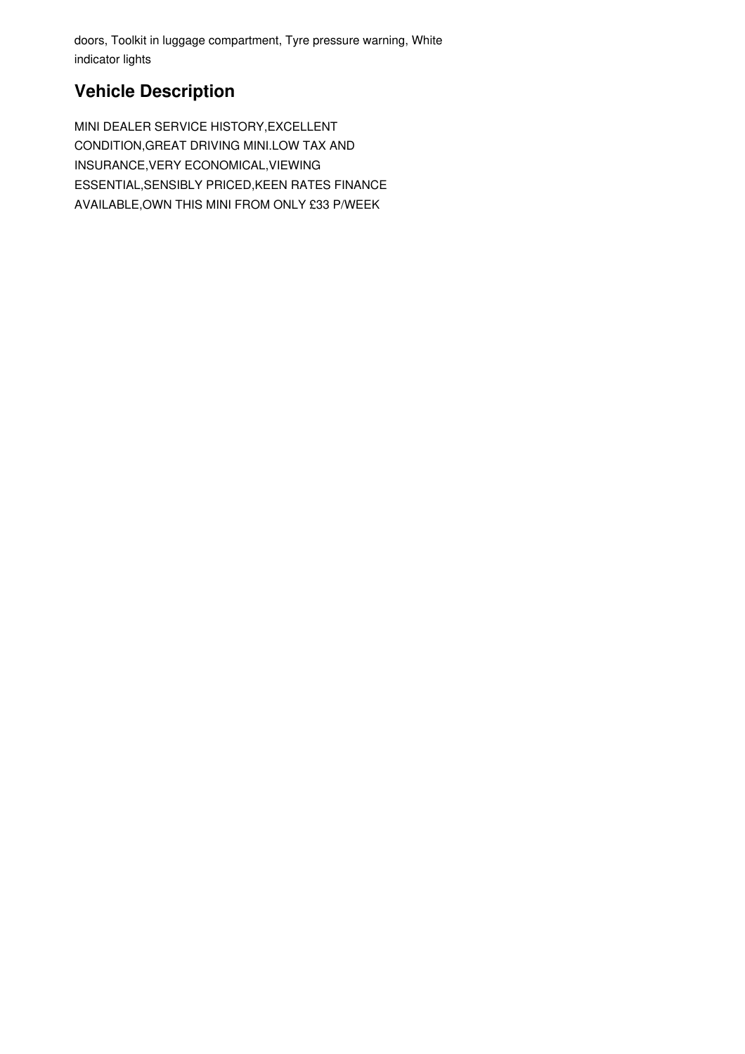doors, Toolkit in luggage compartment, Tyre pressure warning, White indicator lights

## Vehicle Description

MINI DEALER SERVICE HISTORY,EXCELLENT CONDITION,GREAT DRIVING MINI.LOW TAX AND INSURANCE,VERY ECONOMICAL,VIEWING ESSENTIAL,SENSIBLY PRICED,KEEN RATES FINANCE AVAILABLE,OWN THIS MINI FROM ONLY £33 P/WEEK